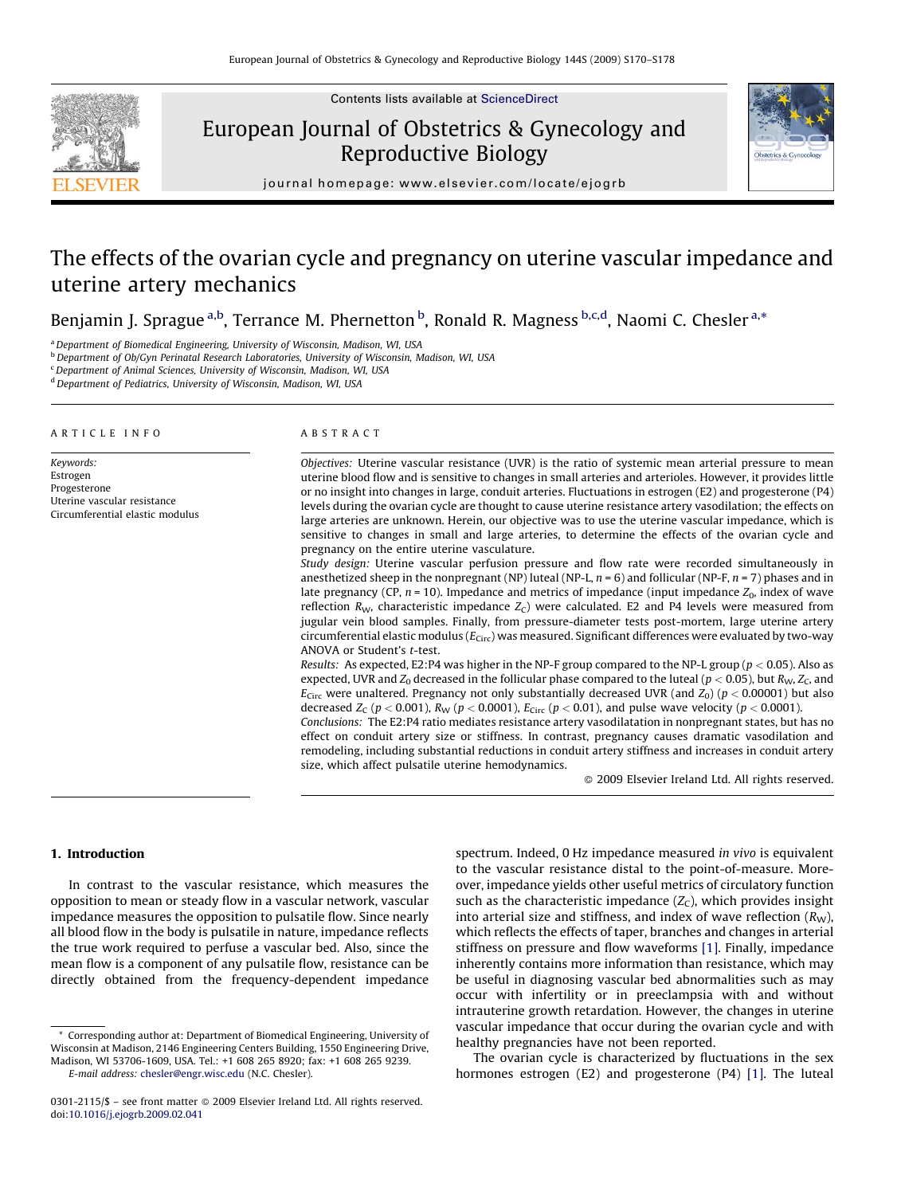# The effects of the ovarian cycle and pregnancy on uterine vascular impedance and uterine artery mechanics

Benjamin J. Sprague [a,b], Terrance M. Phernetton [b], Ronald R. Magness [b,c,d], Naomi C. Chesler [a,*]

[a] Department of Biomedical Engineering, University of Wisconsin, Madison, WI, USA
[b] Department of Ob/Gyn Perinatal Research Laboratories, University of Wisconsin, Madison, WI, USA
[c] Department of Animal Sciences, University of Wisconsin, Madison, WI, USA
[d] Department of Pediatrics, University of Wisconsin, Madison, WI, USA

ARTICLE INFO

*Keywords:*
Estrogen
Progesterone
Uterine vascular resistance
Circumferential elastic modulus

ABSTRACT

*Objectives:* Uterine vascular resistance (UVR) is the ratio of systemic mean arterial pressure to mean uterine blood flow and is sensitive to changes in small arteries and arterioles. However, it provides little or no insight into changes in large, conduit arteries. Fluctuations in estrogen (E2) and progesterone (P4) levels during the ovarian cycle are thought to cause uterine resistance artery vasodilation; the effects on large arteries are unknown. Herein, our objective was to use the uterine vascular impedance, which is sensitive to changes in small and large arteries, to determine the effects of the ovarian cycle and pregnancy on the entire uterine vasculature.

*Study design:* Uterine vascular perfusion pressure and flow rate were recorded simultaneously in anesthetized sheep in the nonpregnant (NP) luteal (NP-L, $n = 6$) and follicular (NP-F, $n = 7$) phases and in late pregnancy (CP, $n = 10$). Impedance and metrics of impedance (input impedance $Z_0$, index of wave reflection $R_W$, characteristic impedance $Z_C$) were calculated. E2 and P4 levels were measured from jugular vein blood samples. Finally, from pressure-diameter tests post-mortem, large uterine artery circumferential elastic modulus ($E_{Circ}$) was measured. Significant differences were evaluated by two-way ANOVA or Student's *t*-test.

*Results:* As expected, E2:P4 was higher in the NP-F group compared to the NP-L group ($p < 0.05$). Also as expected, UVR and $Z_0$ decreased in the follicular phase compared to the luteal ($p < 0.05$), but $R_W$, $Z_C$, and $E_{Circ}$ were unaltered. Pregnancy not only substantially decreased UVR (and $Z_0$) ($p < 0.00001$) but also decreased $Z_C$ ($p < 0.001$), $R_W$ ($p < 0.0001$), $E_{Circ}$ ($p < 0.01$), and pulse wave velocity ($p < 0.0001$).

*Conclusions:* The E2:P4 ratio mediates resistance artery vasodilatation in nonpregnant states, but has no effect on conduit artery size or stiffness. In contrast, pregnancy causes dramatic vasodilation and remodeling, including substantial reductions in conduit artery stiffness and increases in conduit artery size, which affect pulsatile uterine hemodynamics.

© 2009 Elsevier Ireland Ltd. All rights reserved.

## 1. Introduction

In contrast to the vascular resistance, which measures the opposition to mean or steady flow in a vascular network, vascular impedance measures the opposition to pulsatile flow. Since nearly all blood flow in the body is pulsatile in nature, impedance reflects the true work required to perfuse a vascular bed. Also, since the mean flow is a component of any pulsatile flow, resistance can be directly obtained from the frequency-dependent impedance spectrum. Indeed, 0 Hz impedance measured *in vivo* is equivalent to the vascular resistance distal to the point-of-measure. Moreover, impedance yields other useful metrics of circulatory function such as the characteristic impedance ($Z_C$), which provides insight into arterial size and stiffness, and index of wave reflection ($R_W$), which reflects the effects of taper, branches and changes in arterial stiffness on pressure and flow waveforms [1]. Finally, impedance inherently contains more information than resistance, which may be useful in diagnosing vascular bed abnormalities such as may occur with infertility or in preeclampsia with and without intrauterine growth retardation. However, the changes in uterine vascular impedance that occur during the ovarian cycle and with healthy pregnancies have not been reported.

The ovarian cycle is characterized by fluctuations in the sex hormones estrogen (E2) and progesterone (P4) [1]. The luteal

* Corresponding author at: Department of Biomedical Engineering, University of Wisconsin at Madison, 2146 Engineering Centers Building, 1550 Engineering Drive, Madison, WI 53706-1609, USA. Tel.: +1 608 265 8920; fax: +1 608 265 9239.
E-mail address: chesler@engr.wisc.edu (N.C. Chesler).

0301-2115/$ – see front matter © 2009 Elsevier Ireland Ltd. All rights reserved.
doi:10.1016/j.ejogrb.2009.02.041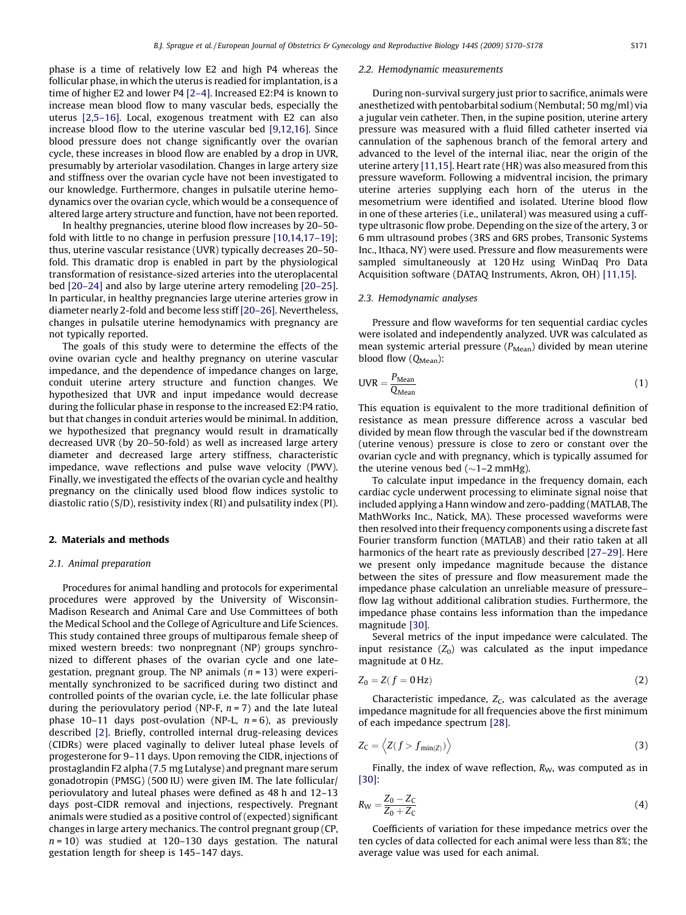phase is a time of relatively low E2 and high P4 whereas the follicular phase, in which the uterus is readied for implantation, is a time of higher E2 and lower P4 [2–4]. Increased E2:P4 is known to increase mean blood flow to many vascular beds, especially the uterus [2,5–16]. Local, exogenous treatment with E2 can also increase blood flow to the uterine vascular bed [9,12,16]. Since blood pressure does not change significantly over the ovarian cycle, these increases in blood flow are enabled by a drop in UVR, presumably by arteriolar vasodilation. Changes in large artery size and stiffness over the ovarian cycle have not been investigated to our knowledge. Furthermore, changes in pulsatile uterine hemodynamics over the ovarian cycle, which would be a consequence of altered large artery structure and function, have not been reported.

In healthy pregnancies, uterine blood flow increases by 20–50-fold with little to no change in perfusion pressure [10,14,17–19]; thus, uterine vascular resistance (UVR) typically decreases 20–50-fold. This dramatic drop is enabled in part by the physiological transformation of resistance-sized arteries into the uteroplacental bed [20–24] and also by large uterine artery remodeling [20–25]. In particular, in healthy pregnancies large uterine arteries grow in diameter nearly 2-fold and become less stiff [20–26]. Nevertheless, changes in pulsatile uterine hemodynamics with pregnancy are not typically reported.

The goals of this study were to determine the effects of the ovine ovarian cycle and healthy pregnancy on uterine vascular impedance, and the dependence of impedance changes on large, conduit uterine artery structure and function changes. We hypothesized that UVR and input impedance would decrease during the follicular phase in response to the increased E2:P4 ratio, but that changes in conduit arteries would be minimal. In addition, we hypothesized that pregnancy would result in dramatically decreased UVR (by 20–50-fold) as well as increased large artery diameter and decreased large artery stiffness, characteristic impedance, wave reflections and pulse wave velocity (PWV). Finally, we investigated the effects of the ovarian cycle and healthy pregnancy on the clinically used blood flow indices systolic to diastolic ratio (S/D), resistivity index (RI) and pulsatility index (PI).

## 2. Materials and methods

### 2.1. Animal preparation

Procedures for animal handling and protocols for experimental procedures were approved by the University of Wisconsin-Madison Research and Animal Care and Use Committees of both the Medical School and the College of Agriculture and Life Sciences. This study contained three groups of multiparous female sheep of mixed western breeds: two nonpregnant (NP) groups synchronized to different phases of the ovarian cycle and one late-gestation, pregnant group. The NP animals ($n = 13$) were experimentally synchronized to be sacrificed during two distinct and controlled points of the ovarian cycle, i.e. the late follicular phase during the periovulatory period (NP-F, $n = 7$) and the late luteal phase 10–11 days post-ovulation (NP-L, $n = 6$), as previously described [2]. Briefly, controlled internal drug-releasing devices (CIDRs) were placed vaginally to deliver luteal phase levels of progesterone for 9–11 days. Upon removing the CIDR, injections of prostaglandin F2 alpha (7.5 mg Lutalyse) and pregnant mare serum gonadotropin (PMSG) (500 IU) were given IM. The late follicular/periovulatory and luteal phases were defined as 48 h and 12–13 days post-CIDR removal and injections, respectively. Pregnant animals were studied as a positive control of (expected) significant changes in large artery mechanics. The control pregnant group (CP, $n = 10$) was studied at 120–130 days gestation. The natural gestation length for sheep is 145–147 days.

### 2.2. Hemodynamic measurements

During non-survival surgery just prior to sacrifice, animals were anesthetized with pentobarbital sodium (Nembutal; 50 mg/ml) via a jugular vein catheter. Then, in the supine position, uterine artery pressure was measured with a fluid filled catheter inserted via cannulation of the saphenous branch of the femoral artery and advanced to the level of the internal iliac, near the origin of the uterine artery [11,15]. Heart rate (HR) was also measured from this pressure waveform. Following a midventral incision, the primary uterine arteries supplying each horn of the uterus in the mesometrium were identified and isolated. Uterine blood flow in one of these arteries (i.e., unilateral) was measured using a cuff-type ultrasonic flow probe. Depending on the size of the artery, 3 or 6 mm ultrasound probes (3RS and 6RS probes, Transonic Systems Inc., Ithaca, NY) were used. Pressure and flow measurements were sampled simultaneously at 120 Hz using WinDaq Pro Data Acquisition software (DATAQ Instruments, Akron, OH) [11,15].

### 2.3. Hemodynamic analyses

Pressure and flow waveforms for ten sequential cardiac cycles were isolated and independently analyzed. UVR was calculated as mean systemic arterial pressure ($P_{\text{Mean}}$) divided by mean uterine blood flow ($Q_{\text{Mean}}$):

$$\text{UVR} = \frac{P_{\text{Mean}}}{Q_{\text{Mean}}} \tag{1}$$

This equation is equivalent to the more traditional definition of resistance as mean pressure difference across a vascular bed divided by mean flow through the vascular bed if the downstream (uterine venous) pressure is close to zero or constant over the ovarian cycle and with pregnancy, which is typically assumed for the uterine venous bed (~1–2 mmHg).

To calculate input impedance in the frequency domain, each cardiac cycle underwent processing to eliminate signal noise that included applying a Hann window and zero-padding (MATLAB, The MathWorks Inc., Natick, MA). These processed waveforms were then resolved into their frequency components using a discrete fast Fourier transform function (MATLAB) and their ratio taken at all harmonics of the heart rate as previously described [27–29]. Here we present only impedance magnitude because the distance between the sites of pressure and flow measurement made the impedance phase calculation an unreliable measure of pressure–flow lag without additional calibration studies. Furthermore, the impedance phase contains less information than the impedance magnitude [30].

Several metrics of the input impedance were calculated. The input resistance ($Z_0$) was calculated as the input impedance magnitude at 0 Hz.

$$Z_0 = Z(f = 0\,\text{Hz}) \tag{2}$$

Characteristic impedance, $Z_C$, was calculated as the average impedance magnitude for all frequencies above the first minimum of each impedance spectrum [28].

$$Z_C = \left\langle Z(f > f_{\min(Z)}) \right\rangle \tag{3}$$

Finally, the index of wave reflection, $R_W$, was computed as in [30]:

$$R_W = \frac{Z_0 - Z_C}{Z_0 + Z_C} \tag{4}$$

Coefficients of variation for these impedance metrics over the ten cycles of data collected for each animal were less than 8%; the average value was used for each animal.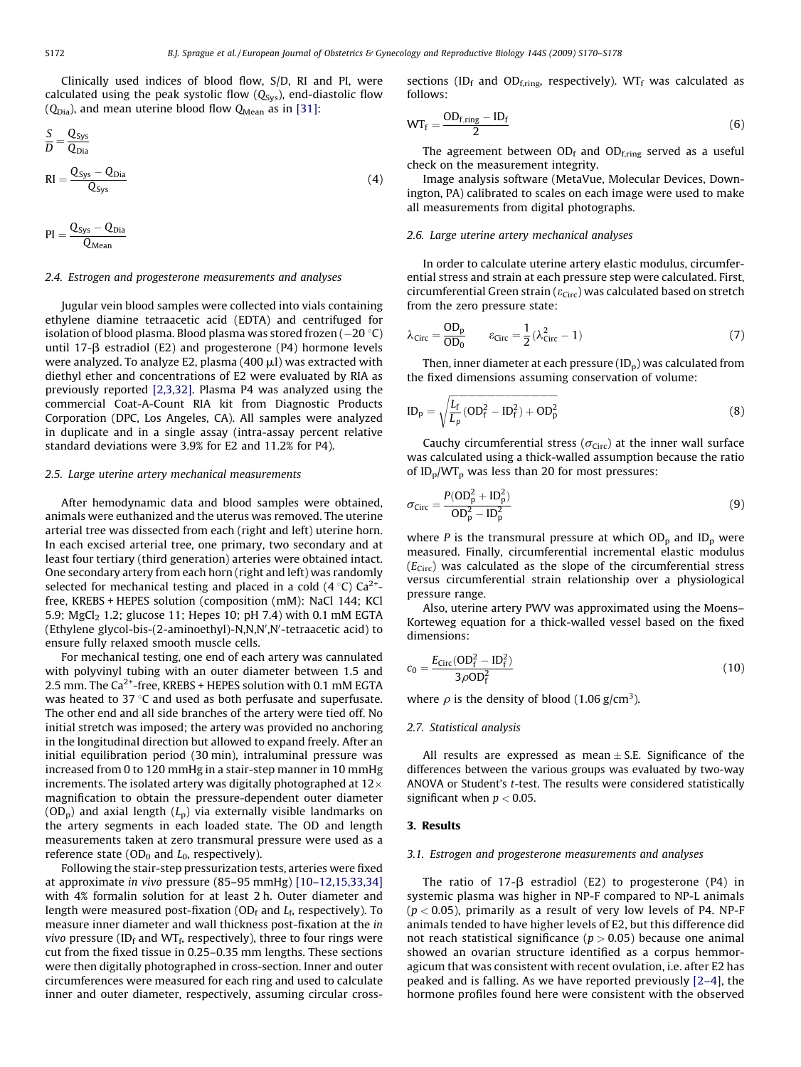Clinically used indices of blood flow, S/D, RI and PI, were calculated using the peak systolic flow ($Q_{Sys}$), end-diastolic flow ($Q_{Dia}$), and mean uterine blood flow $Q_{Mean}$ as in [31]:

$$\frac{S}{D} = \frac{Q_{Sys}}{Q_{Dia}}$$

$$\mathrm{RI} = \frac{Q_{Sys} - Q_{Dia}}{Q_{Sys}} \tag{4}$$

$$\mathrm{PI} = \frac{Q_{Sys} - Q_{Dia}}{Q_{Mean}}$$

### 2.4. Estrogen and progesterone measurements and analyses

Jugular vein blood samples were collected into vials containing ethylene diamine tetraacetic acid (EDTA) and centrifuged for isolation of blood plasma. Blood plasma was stored frozen (−20 °C) until 17-β estradiol (E2) and progesterone (P4) hormone levels were analyzed. To analyze E2, plasma (400 μl) was extracted with diethyl ether and concentrations of E2 were evaluated by RIA as previously reported [2,3,32]. Plasma P4 was analyzed using the commercial Coat-A-Count RIA kit from Diagnostic Products Corporation (DPC, Los Angeles, CA). All samples were analyzed in duplicate and in a single assay (intra-assay percent relative standard deviations were 3.9% for E2 and 11.2% for P4).

### 2.5. Large uterine artery mechanical measurements

After hemodynamic data and blood samples were obtained, animals were euthanized and the uterus was removed. The uterine arterial tree was dissected from each (right and left) uterine horn. In each excised arterial tree, one primary, two secondary and at least four tertiary (third generation) arteries were obtained intact. One secondary artery from each horn (right and left) was randomly selected for mechanical testing and placed in a cold (4 °C) $Ca^{2+}$-free, KREBS + HEPES solution (composition (mM): NaCl 144; KCl 5.9; $MgCl_2$ 1.2; glucose 11; Hepes 10; pH 7.4) with 0.1 mM EGTA (Ethylene glycol-bis-(2-aminoethyl)-N,N,N′,N′-tetraacetic acid) to ensure fully relaxed smooth muscle cells.

For mechanical testing, one end of each artery was cannulated with polyvinyl tubing with an outer diameter between 1.5 and 2.5 mm. The $Ca^{2+}$-free, KREBS + HEPES solution with 0.1 mM EGTA was heated to 37 °C and used as both perfusate and superfusate. The other end and all side branches of the artery were tied off. No initial stretch was imposed; the artery was provided no anchoring in the longitudinal direction but allowed to expand freely. After an initial equilibration period (30 min), intraluminal pressure was increased from 0 to 120 mmHg in a stair-step manner in 10 mmHg increments. The isolated artery was digitally photographed at 12× magnification to obtain the pressure-dependent outer diameter ($OD_p$) and axial length ($L_p$) via externally visible landmarks on the artery segments in each loaded state. The OD and length measurements taken at zero transmural pressure were used as a reference state ($OD_0$ and $L_0$, respectively).

Following the stair-step pressurization tests, arteries were fixed at approximate *in vivo* pressure (85–95 mmHg) [10–12,15,33,34] with 4% formalin solution for at least 2 h. Outer diameter and length were measured post-fixation ($OD_f$ and $L_f$, respectively). To measure inner diameter and wall thickness post-fixation at the *in vivo* pressure ($ID_f$ and $WT_f$, respectively), three to four rings were cut from the fixed tissue in 0.25–0.35 mm lengths. These sections were then digitally photographed in cross-section. Inner and outer circumferences were measured for each ring and used to calculate inner and outer diameter, respectively, assuming circular cross-sections ($ID_f$ and $OD_{f,ring}$, respectively). $WT_f$ was calculated as follows:

$$\mathrm{WT_f} = \frac{\mathrm{OD_{f,ring}} - \mathrm{ID_f}}{2} \tag{6}$$

The agreement between $OD_f$ and $OD_{f,ring}$ served as a useful check on the measurement integrity.

Image analysis software (MetaVue, Molecular Devices, Downington, PA) calibrated to scales on each image were used to make all measurements from digital photographs.

### 2.6. Large uterine artery mechanical analyses

In order to calculate uterine artery elastic modulus, circumferential stress and strain at each pressure step were calculated. First, circumferential Green strain ($\varepsilon_{Circ}$) was calculated based on stretch from the zero pressure state:

$$\lambda_{\mathrm{Circ}} = \frac{\mathrm{OD_p}}{\mathrm{OD_0}} \qquad \varepsilon_{\mathrm{Circ}} = \frac{1}{2}(\lambda_{\mathrm{Circ}}^2 - 1) \tag{7}$$

Then, inner diameter at each pressure ($ID_p$) was calculated from the fixed dimensions assuming conservation of volume:

$$\mathrm{ID_p} = \sqrt{\frac{L_f}{L_p}(\mathrm{OD_f^2} - \mathrm{ID_f^2}) + \mathrm{OD_p^2}} \tag{8}$$

Cauchy circumferential stress ($\sigma_{Circ}$) at the inner wall surface was calculated using a thick-walled assumption because the ratio of $ID_p/WT_p$ was less than 20 for most pressures:

$$\sigma_{\mathrm{Circ}} = \frac{P(\mathrm{OD_p^2} + \mathrm{ID_p^2})}{\mathrm{OD_p^2} - \mathrm{ID_p^2}} \tag{9}$$

where $P$ is the transmural pressure at which $OD_p$ and $ID_p$ were measured. Finally, circumferential incremental elastic modulus ($E_{Circ}$) was calculated as the slope of the circumferential stress versus circumferential strain relationship over a physiological pressure range.

Also, uterine artery PWV was approximated using the Moens–Korteweg equation for a thick-walled vessel based on the fixed dimensions:

$$c_0 = \frac{E_{\mathrm{Circ}}(\mathrm{OD_f^2} - \mathrm{ID_f^2})}{3\rho \mathrm{OD_f^2}} \tag{10}$$

where $\rho$ is the density of blood (1.06 g/cm$^3$).

### 2.7. Statistical analysis

All results are expressed as mean ± S.E. Significance of the differences between the various groups was evaluated by two-way ANOVA or Student's *t*-test. The results were considered statistically significant when $p < 0.05$.

## 3. Results

### 3.1. Estrogen and progesterone measurements and analyses

The ratio of 17-β estradiol (E2) to progesterone (P4) in systemic plasma was higher in NP-F compared to NP-L animals ($p < 0.05$), primarily as a result of very low levels of P4. NP-F animals tended to have higher levels of E2, but this difference did not reach statistical significance ($p > 0.05$) because one animal showed an ovarian structure identified as a corpus hemmoragicum that was consistent with recent ovulation, i.e. after E2 has peaked and is falling. As we have reported previously [2–4], the hormone profiles found here were consistent with the observed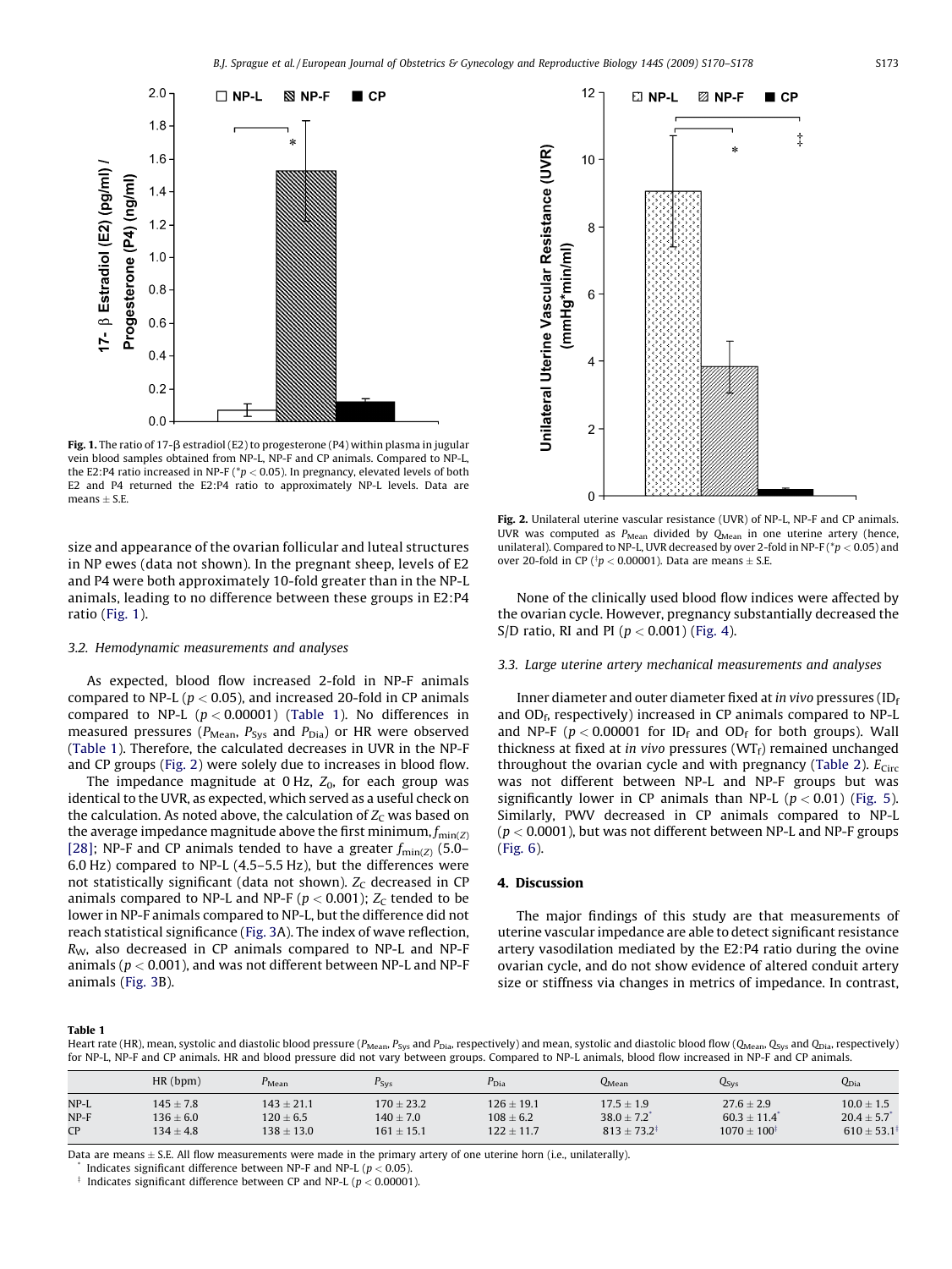**Fig. 1.** The ratio of 17-β estradiol (E2) to progesterone (P4) within plasma in jugular vein blood samples obtained from NP-L, NP-F and CP animals. Compared to NP-L, the E2:P4 ratio increased in NP-F (* $p < 0.05$). In pregnancy, elevated levels of both E2 and P4 returned the E2:P4 ratio to approximately NP-L levels. Data are means ± S.E.

**Fig. 2.** Unilateral uterine vascular resistance (UVR) of NP-L, NP-F and CP animals. UVR was computed as $P_{Mean}$ divided by $Q_{Mean}$ in one uterine artery (hence, unilateral). Compared to NP-L, UVR decreased by over 2-fold in NP-F (* $p < 0.05$) and over 20-fold in CP (‡ $p < 0.00001$). Data are means ± S.E.

size and appearance of the ovarian follicular and luteal structures in NP ewes (data not shown). In the pregnant sheep, levels of E2 and P4 were both approximately 10-fold greater than in the NP-L animals, leading to no difference between these groups in E2:P4 ratio (Fig. 1).

### 3.2. Hemodynamic measurements and analyses

As expected, blood flow increased 2-fold in NP-F animals compared to NP-L ($p < 0.05$), and increased 20-fold in CP animals compared to NP-L ($p < 0.00001$) (Table 1). No differences in measured pressures ($P_{Mean}$, $P_{Sys}$ and $P_{Dia}$) or HR were observed (Table 1). Therefore, the calculated decreases in UVR in the NP-F and CP groups (Fig. 2) were solely due to increases in blood flow.

The impedance magnitude at 0 Hz, $Z_0$, for each group was identical to the UVR, as expected, which served as a useful check on the calculation. As noted above, the calculation of $Z_C$ was based on the average impedance magnitude above the first minimum, $f_{min(Z)}$ [28]; NP-F and CP animals tended to have a greater $f_{min(Z)}$ (5.0–6.0 Hz) compared to NP-L (4.5–5.5 Hz), but the differences were not statistically significant (data not shown). $Z_C$ decreased in CP animals compared to NP-L and NP-F ($p < 0.001$); $Z_C$ tended to be lower in NP-F animals compared to NP-L, but the difference did not reach statistical significance (Fig. 3A). The index of wave reflection, $R_W$, also decreased in CP animals compared to NP-L and NP-F animals ($p < 0.001$), and was not different between NP-L and NP-F animals (Fig. 3B).

None of the clinically used blood flow indices were affected by the ovarian cycle. However, pregnancy substantially decreased the S/D ratio, RI and PI ($p < 0.001$) (Fig. 4).

### 3.3. Large uterine artery mechanical measurements and analyses

Inner diameter and outer diameter fixed at *in vivo* pressures ($ID_f$ and $OD_f$, respectively) increased in CP animals compared to NP-L and NP-F ($p < 0.00001$ for $ID_f$ and $OD_f$ for both groups). Wall thickness at fixed at *in vivo* pressures ($WT_f$) remained unchanged throughout the ovarian cycle and with pregnancy (Table 2). $E_{Circ}$ was not different between NP-L and NP-F groups but was significantly lower in CP animals than NP-L ($p < 0.01$) (Fig. 5). Similarly, PWV decreased in CP animals compared to NP-L ($p < 0.0001$), but was not different between NP-L and NP-F groups (Fig. 6).

## 4. Discussion

The major findings of this study are that measurements of uterine vascular impedance are able to detect significant resistance artery vasodilation mediated by the E2:P4 ratio during the ovine ovarian cycle, and do not show evidence of altered conduit artery size or stiffness via changes in metrics of impedance. In contrast,

**Table 1**
Heart rate (HR), mean, systolic and diastolic blood pressure ($P_{Mean}$, $P_{Sys}$ and $P_{Dia}$, respectively) and mean, systolic and diastolic blood flow ($Q_{Mean}$, $Q_{Sys}$ and $Q_{Dia}$, respectively) for NP-L, NP-F and CP animals. HR and blood pressure did not vary between groups. Compared to NP-L animals, blood flow increased in NP-F and CP animals.

| | HR (bpm) | $P_{Mean}$ | $P_{Sys}$ | $P_{Dia}$ | $Q_{Mean}$ | $Q_{Sys}$ | $Q_{Dia}$ |
|---|---|---|---|---|---|---|---|
| NP-L | 145 ± 7.8 | 143 ± 21.1 | 170 ± 23.2 | 126 ± 19.1 | 17.5 ± 1.9 | 27.6 ± 2.9 | 10.0 ± 1.5 |
| NP-F | 136 ± 6.0 | 120 ± 6.5 | 140 ± 7.0 | 108 ± 6.2 | 38.0 ± 7.2* | 60.3 ± 11.4* | 20.4 ± 5.7* |
| CP | 134 ± 4.8 | 138 ± 13.0 | 161 ± 15.1 | 122 ± 11.7 | 813 ± 73.2‡ | 1070 ± 100‡ | 610 ± 53.1‡ |

Data are means ± S.E. All flow measurements were made in the primary artery of one uterine horn (i.e., unilaterally).
* Indicates significant difference between NP-F and NP-L ($p < 0.05$).
‡ Indicates significant difference between CP and NP-L ($p < 0.00001$).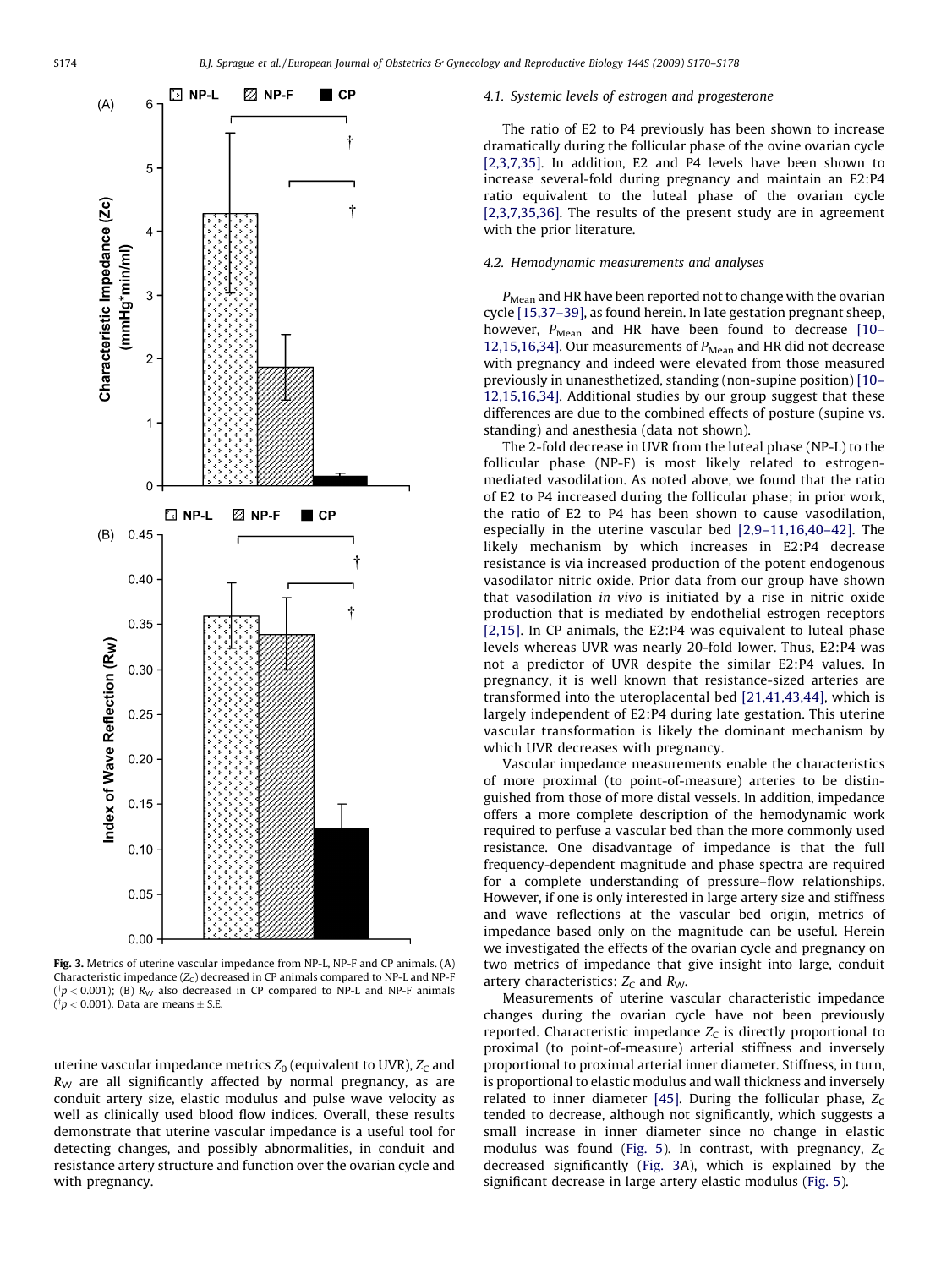Fig. 3. Metrics of uterine vascular impedance from NP-L, NP-F and CP animals. (A) Characteristic impedance ($Z_C$) decreased in CP animals compared to NP-L and NP-F (†$p < 0.001$); (B) $R_W$ also decreased in CP compared to NP-L and NP-F animals (†$p < 0.001$). Data are means ± S.E.

uterine vascular impedance metrics $Z_0$ (equivalent to UVR), $Z_C$ and $R_W$ are all significantly affected by normal pregnancy, as are conduit artery size, elastic modulus and pulse wave velocity as well as clinically used blood flow indices. Overall, these results demonstrate that uterine vascular impedance is a useful tool for detecting changes, and possibly abnormalities, in conduit and resistance artery structure and function over the ovarian cycle and with pregnancy.

### 4.1. Systemic levels of estrogen and progesterone

The ratio of E2 to P4 previously has been shown to increase dramatically during the follicular phase of the ovine ovarian cycle [2,3,7,35]. In addition, E2 and P4 levels have been shown to increase several-fold during pregnancy and maintain an E2:P4 ratio equivalent to the luteal phase of the ovarian cycle [2,3,7,35,36]. The results of the present study are in agreement with the prior literature.

### 4.2. Hemodynamic measurements and analyses

$P_{Mean}$ and HR have been reported not to change with the ovarian cycle [15,37–39], as found herein. In late gestation pregnant sheep, however, $P_{Mean}$ and HR have been found to decrease [10–12,15,16,34]. Our measurements of $P_{Mean}$ and HR did not decrease with pregnancy and indeed were elevated from those measured previously in unanesthetized, standing (non-supine position) [10–12,15,16,34]. Additional studies by our group suggest that these differences are due to the combined effects of posture (supine vs. standing) and anesthesia (data not shown).

The 2-fold decrease in UVR from the luteal phase (NP-L) to the follicular phase (NP-F) is most likely related to estrogen-mediated vasodilation. As noted above, we found that the ratio of E2 to P4 increased during the follicular phase; in prior work, the ratio of E2 to P4 has been shown to cause vasodilation, especially in the uterine vascular bed [2,9–11,16,40–42]. The likely mechanism by which increases in E2:P4 decrease resistance is via increased production of the potent endogenous vasodilator nitric oxide. Prior data from our group have shown that vasodilation *in vivo* is initiated by a rise in nitric oxide production that is mediated by endothelial estrogen receptors [2,15]. In CP animals, the E2:P4 was equivalent to luteal phase levels whereas UVR was nearly 20-fold lower. Thus, E2:P4 was not a predictor of UVR despite the similar E2:P4 values. In pregnancy, it is well known that resistance-sized arteries are transformed into the uteroplacental bed [21,41,43,44], which is largely independent of E2:P4 during late gestation. This uterine vascular transformation is likely the dominant mechanism by which UVR decreases with pregnancy.

Vascular impedance measurements enable the characteristics of more proximal (to point-of-measure) arteries to be distinguished from those of more distal vessels. In addition, impedance offers a more complete description of the hemodynamic work required to perfuse a vascular bed than the more commonly used resistance. One disadvantage of impedance is that the full frequency-dependent magnitude and phase spectra are required for a complete understanding of pressure–flow relationships. However, if one is only interested in large artery size and stiffness and wave reflections at the vascular bed origin, metrics of impedance based only on the magnitude can be useful. Herein we investigated the effects of the ovarian cycle and pregnancy on two metrics of impedance that give insight into large, conduit artery characteristics: $Z_C$ and $R_W$.

Measurements of uterine vascular characteristic impedance changes during the ovarian cycle have not been previously reported. Characteristic impedance $Z_C$ is directly proportional to proximal (to point-of-measure) arterial stiffness and inversely proportional to proximal arterial inner diameter. Stiffness, in turn, is proportional to elastic modulus and wall thickness and inversely related to inner diameter [45]. During the follicular phase, $Z_C$ tended to decrease, although not significantly, which suggests a small increase in inner diameter since no change in elastic modulus was found (Fig. 5). In contrast, with pregnancy, $Z_C$ decreased significantly (Fig. 3A), which is explained by the significant decrease in large artery elastic modulus (Fig. 5).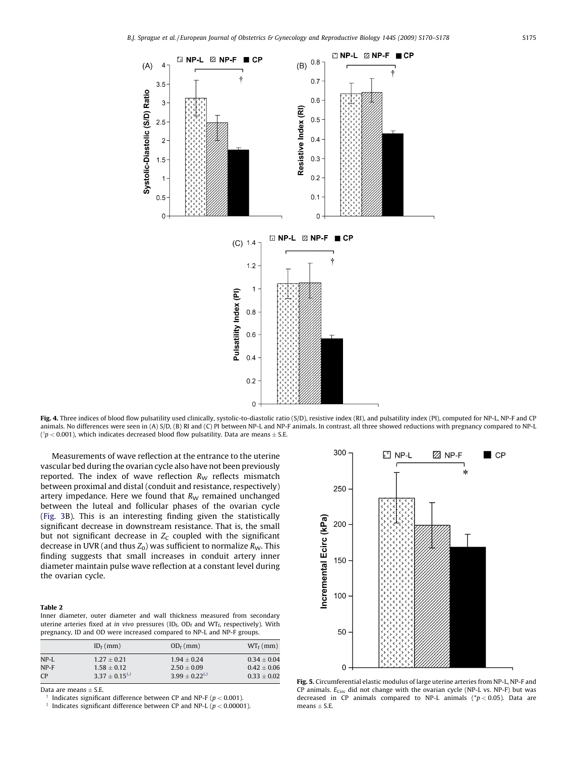Fig. 4. Three indices of blood flow pulsatility used clinically, systolic-to-diastolic ratio (S/D), resistive index (RI), and pulsatility index (PI), computed for NP-L, NP-F and CP animals. No differences were seen in (A) S/D, (B) RI and (C) PI between NP-L and NP-F animals. In contrast, all three showed reductions with pregnancy compared to NP-L ($^{\dagger}p < 0.001$), which indicates decreased blood flow pulsatility. Data are means ± S.E.

Measurements of wave reflection at the entrance to the uterine vascular bed during the ovarian cycle also have not been previously reported. The index of wave reflection $R_W$ reflects mismatch between proximal and distal (conduit and resistance, respectively) artery impedance. Here we found that $R_W$ remained unchanged between the luteal and follicular phases of the ovarian cycle (Fig. 3B). This is an interesting finding given the statistically significant decrease in downstream resistance. That is, the small but not significant decrease in $Z_C$ coupled with the significant decrease in UVR (and thus $Z_0$) was sufficient to normalize $R_W$. This finding suggests that small increases in conduit artery inner diameter maintain pulse wave reflection at a constant level during the ovarian cycle.

**Table 2**

Inner diameter, outer diameter and wall thickness measured from secondary uterine arteries fixed at *in vivo* pressures ($ID_f$, $OD_f$ and $WT_f$, respectively). With pregnancy, ID and OD were increased compared to NP-L and NP-F groups.

| | $ID_f$ (mm) | $OD_f$ (mm) | $WT_f$ (mm) |
|---|---|---|---|
| NP-L | 1.27 ± 0.21 | 1.94 ± 0.24 | 0.34 ± 0.04 |
| NP-F | 1.58 ± 0.12 | 2.50 ± 0.09 | 0.42 ± 0.06 |
| CP | 3.37 ± 0.15[‡,†] | 3.99 ± 0.22[‡,†] | 0.33 ± 0.02 |

Data are means ± S.E.

† Indicates significant difference between CP and NP-F ($p < 0.001$).

‡ Indicates significant difference between CP and NP-L ($p < 0.00001$).

Fig. 5. Circumferential elastic modulus of large uterine arteries from NP-L, NP-F and CP animals. $E_{Circ}$ did not change with the ovarian cycle (NP-L vs. NP-F) but was decreased in CP animals compared to NP-L animals ($^{*}p < 0.05$). Data are means ± S.E.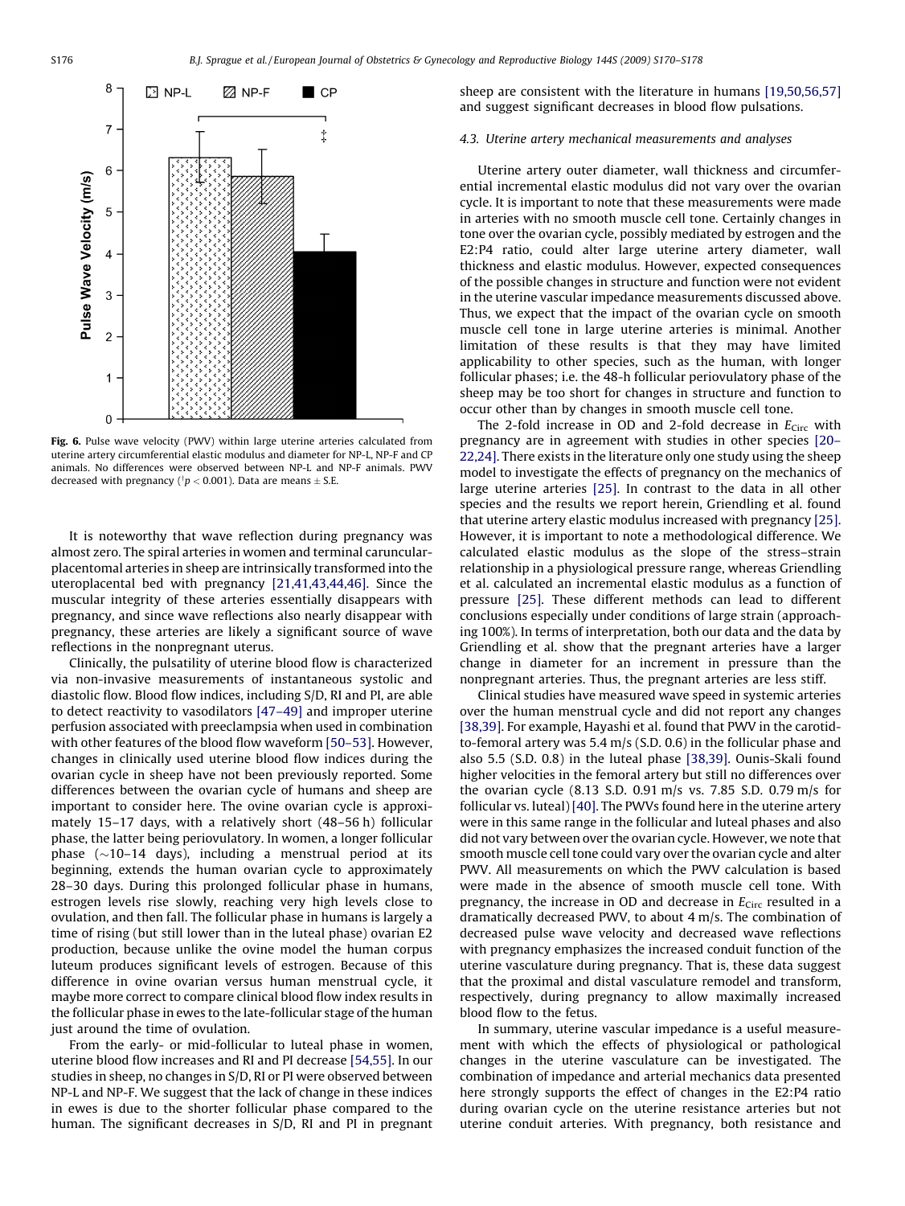Fig. 6. Pulse wave velocity (PWV) within large uterine arteries calculated from uterine artery circumferential elastic modulus and diameter for NP-L, NP-F and CP animals. No differences were observed between NP-L and NP-F animals. PWV decreased with pregnancy ($^{\dagger}p < 0.001$). Data are means ± S.E.

It is noteworthy that wave reflection during pregnancy was almost zero. The spiral arteries in women and terminal caruncular-placentomal arteries in sheep are intrinsically transformed into the uteroplacental bed with pregnancy [21,41,43,44,46]. Since the muscular integrity of these arteries essentially disappears with pregnancy, and since wave reflections also nearly disappear with pregnancy, these arteries are likely a significant source of wave reflections in the nonpregnant uterus.

Clinically, the pulsatility of uterine blood flow is characterized via non-invasive measurements of instantaneous systolic and diastolic flow. Blood flow indices, including S/D, RI and PI, are able to detect reactivity to vasodilators [47–49] and improper uterine perfusion associated with preeclampsia when used in combination with other features of the blood flow waveform [50–53]. However, changes in clinically used uterine blood flow indices during the ovarian cycle in sheep have not been previously reported. Some differences between the ovarian cycle of humans and sheep are important to consider here. The ovine ovarian cycle is approximately 15–17 days, with a relatively short (48–56 h) follicular phase, the latter being periovulatory. In women, a longer follicular phase (~10–14 days), including a menstrual period at its beginning, extends the human ovarian cycle to approximately 28–30 days. During this prolonged follicular phase in humans, estrogen levels rise slowly, reaching very high levels close to ovulation, and then fall. The follicular phase in humans is largely a time of rising (but still lower than in the luteal phase) ovarian E2 production, because unlike the ovine model the human corpus luteum produces significant levels of estrogen. Because of this difference in ovine ovarian versus human menstrual cycle, it maybe more correct to compare clinical blood flow index results in the follicular phase in ewes to the late-follicular stage of the human just around the time of ovulation.

From the early- or mid-follicular to luteal phase in women, uterine blood flow increases and RI and PI decrease [54,55]. In our studies in sheep, no changes in S/D, RI or PI were observed between NP-L and NP-F. We suggest that the lack of change in these indices in ewes is due to the shorter follicular phase compared to the human. The significant decreases in S/D, RI and PI in pregnant sheep are consistent with the literature in humans [19,50,56,57] and suggest significant decreases in blood flow pulsations.

### 4.3. Uterine artery mechanical measurements and analyses

Uterine artery outer diameter, wall thickness and circumferential incremental elastic modulus did not vary over the ovarian cycle. It is important to note that these measurements were made in arteries with no smooth muscle cell tone. Certainly changes in tone over the ovarian cycle, possibly mediated by estrogen and the E2:P4 ratio, could alter large uterine artery diameter, wall thickness and elastic modulus. However, expected consequences of the possible changes in structure and function were not evident in the uterine vascular impedance measurements discussed above. Thus, we expect that the impact of the ovarian cycle on smooth muscle cell tone in large uterine arteries is minimal. Another limitation of these results is that they may have limited applicability to other species, such as the human, with longer follicular phases; i.e. the 48-h follicular periovulatory phase of the sheep may be too short for changes in structure and function to occur other than by changes in smooth muscle cell tone.

The 2-fold increase in OD and 2-fold decrease in $E_{Circ}$ with pregnancy are in agreement with studies in other species [20–22,24]. There exists in the literature only one study using the sheep model to investigate the effects of pregnancy on the mechanics of large uterine arteries [25]. In contrast to the data in all other species and the results we report herein, Griendling et al. found that uterine artery elastic modulus increased with pregnancy [25]. However, it is important to note a methodological difference. We calculated elastic modulus as the slope of the stress–strain relationship in a physiological pressure range, whereas Griendling et al. calculated an incremental elastic modulus as a function of pressure [25]. These different methods can lead to different conclusions especially under conditions of large strain (approaching 100%). In terms of interpretation, both our data and the data by Griendling et al. show that the pregnant arteries have a larger change in diameter for an increment in pressure than the nonpregnant arteries. Thus, the pregnant arteries are less stiff.

Clinical studies have measured wave speed in systemic arteries over the human menstrual cycle and did not report any changes [38,39]. For example, Hayashi et al. found that PWV in the carotid-to-femoral artery was 5.4 m/s (S.D. 0.6) in the follicular phase and also 5.5 (S.D. 0.8) in the luteal phase [38,39]. Ounis-Skali found higher velocities in the femoral artery but still no differences over the ovarian cycle (8.13 S.D. 0.91 m/s vs. 7.85 S.D. 0.79 m/s for follicular vs. luteal) [40]. The PWVs found here in the uterine artery were in this same range in the follicular and luteal phases and also did not vary between over the ovarian cycle. However, we note that smooth muscle cell tone could vary over the ovarian cycle and alter PWV. All measurements on which the PWV calculation is based were made in the absence of smooth muscle cell tone. With pregnancy, the increase in OD and decrease in $E_{Circ}$ resulted in a dramatically decreased PWV, to about 4 m/s. The combination of decreased pulse wave velocity and decreased wave reflections with pregnancy emphasizes the increased conduit function of the uterine vasculature during pregnancy. That is, these data suggest that the proximal and distal vasculature remodel and transform, respectively, during pregnancy to allow maximally increased blood flow to the fetus.

In summary, uterine vascular impedance is a useful measurement with which the effects of physiological or pathological changes in the uterine vasculature can be investigated. The combination of impedance and arterial mechanics data presented here strongly supports the effect of changes in the E2:P4 ratio during ovarian cycle on the uterine resistance arteries but not uterine conduit arteries. With pregnancy, both resistance and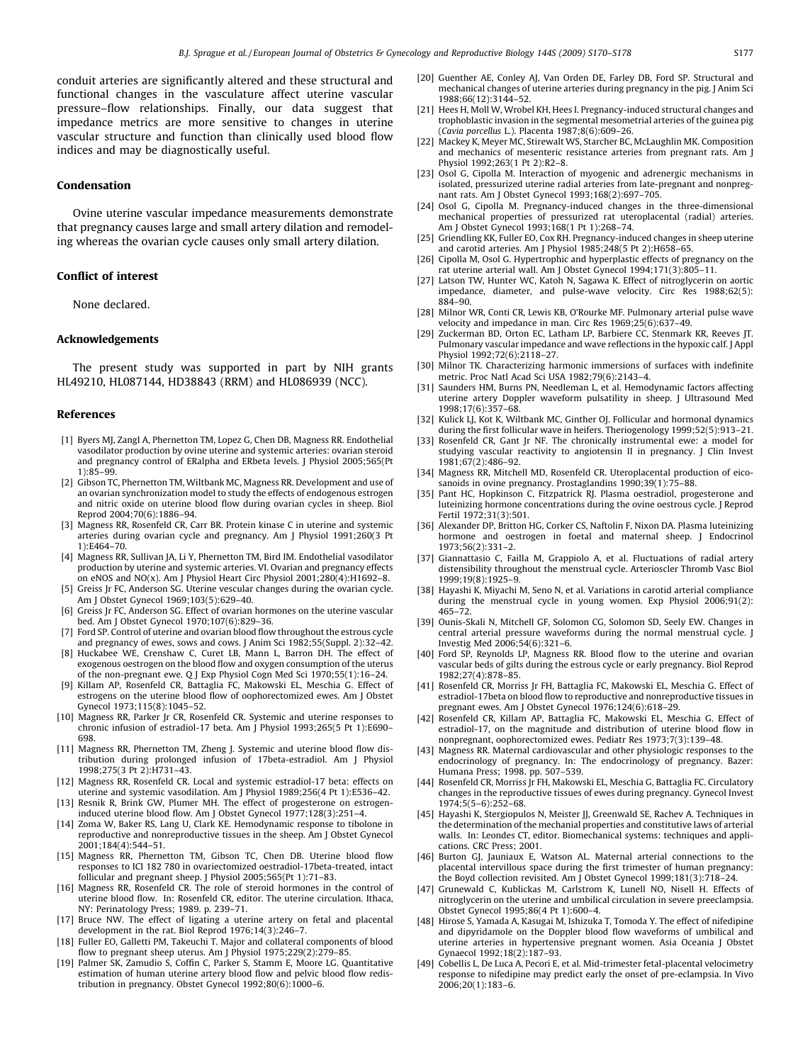conduit arteries are significantly altered and these structural and functional changes in the vasculature affect uterine vascular pressure–flow relationships. Finally, our data suggest that impedance metrics are more sensitive to changes in uterine vascular structure and function than clinically used blood flow indices and may be diagnostically useful.

## Condensation

Ovine uterine vascular impedance measurements demonstrate that pregnancy causes large and small artery dilation and remodeling whereas the ovarian cycle causes only small artery dilation.

## Conflict of interest

None declared.

## Acknowledgements

The present study was supported in part by NIH grants HL49210, HL087144, HD38843 (RRM) and HL086939 (NCC).

## References

[1] Byers MJ, Zangl A, Phernetton TM, Lopez G, Chen DB, Magness RR. Endothelial vasodilator production by ovine uterine and systemic arteries: ovarian steroid and pregnancy control of ERalpha and ERbeta levels. J Physiol 2005;565(Pt 1):85–99.

[2] Gibson TC, Phernetton TM, Wiltbank MC, Magness RR. Development and use of an ovarian synchronization model to study the effects of endogenous estrogen and nitric oxide on uterine blood flow during ovarian cycles in sheep. Biol Reprod 2004;70(6):1886–94.

[3] Magness RR, Rosenfeld CR, Carr BR. Protein kinase C in uterine and systemic arteries during ovarian cycle and pregnancy. Am J Physiol 1991;260(3 Pt 1):E464–70.

[4] Magness RR, Sullivan JA, Li Y, Phernetton TM, Bird IM. Endothelial vasodilator production by uterine and systemic arteries. VI. Ovarian and pregnancy effects on eNOS and NO(x). Am J Physiol Heart Circ Physiol 2001;280(4):H1692–8.

[5] Greiss Jr FC, Anderson SG. Uterine vascular changes during the ovarian cycle. Am J Obstet Gynecol 1969;103(5):629–40.

[6] Greiss Jr FC, Anderson SG. Effect of ovarian hormones on the uterine vascular bed. Am J Obstet Gynecol 1970;107(6):829–36.

[7] Ford SP. Control of uterine and ovarian blood flow throughout the estrous cycle and pregnancy of ewes, sows and cows. J Anim Sci 1982;55(Suppl. 2):32–42.

[8] Huckabee WE, Crenshaw C, Curet LB, Mann L, Barron DH. The effect of exogenous oestrogen on the blood flow and oxygen consumption of the uterus of the non-pregnant ewe. Q J Exp Physiol Cogn Med Sci 1970;55(1):16–24.

[9] Killam AP, Rosenfeld CR, Battaglia FC, Makowski EL, Meschia G. Effect of estrogens on the uterine blood flow of oophorectomized ewes. Am J Obstet Gynecol 1973;115(8):1045–52.

[10] Magness RR, Parker Jr CR, Rosenfeld CR. Systemic and uterine responses to chronic infusion of estradiol-17 beta. Am J Physiol 1993;265(5 Pt 1):E690–698.

[11] Magness RR, Phernetton TM, Zheng J. Systemic and uterine blood flow distribution during prolonged infusion of 17beta-estradiol. Am J Physiol 1998;275(3 Pt 2):H731–43.

[12] Magness RR, Rosenfeld CR. Local and systemic estradiol-17 beta: effects on uterine and systemic vasodilation. Am J Physiol 1989;256(4 Pt 1):E536–42.

[13] Resnik R, Brink GW, Plumer MH. The effect of progesterone on estrogen-induced uterine blood flow. Am J Obstet Gynecol 1977;128(3):251–4.

[14] Zoma W, Baker RS, Lang U, Clark KE. Hemodynamic response to tibolone in reproductive and nonreproductive tissues in the sheep. Am J Obstet Gynecol 2001;184(4):544–51.

[15] Magness RR, Phernetton TM, Gibson TC, Chen DB. Uterine blood flow responses to ICI 182 780 in ovariectomized oestradiol-17beta-treated, intact follicular and pregnant sheep. J Physiol 2005;565(Pt 1):71–83.

[16] Magness RR, Rosenfeld CR. The role of steroid hormones in the control of uterine blood flow. In: Rosenfeld CR, editor. The uterine circulation. Ithaca, NY: Perinatology Press; 1989. p. 239–71.

[17] Bruce NW. The effect of ligating a uterine artery on fetal and placental development in the rat. Biol Reprod 1976;14(3):246–7.

[18] Fuller EO, Galletti PM, Takeuchi T. Major and collateral components of blood flow to pregnant sheep uterus. Am J Physiol 1975;229(2):279–85.

[19] Palmer SK, Zamudio S, Coffin C, Parker S, Stamm E, Moore LG. Quantitative estimation of human uterine artery blood flow and pelvic blood flow redistribution in pregnancy. Obstet Gynecol 1992;80(6):1000–6.

[20] Guenther AE, Conley AJ, Van Orden DE, Farley DB, Ford SP. Structural and mechanical changes of uterine arteries during pregnancy in the pig. J Anim Sci 1988;66(12):3144–52.

[21] Hees H, Moll W, Wrobel KH, Hees I. Pregnancy-induced structural changes and trophoblastic invasion in the segmental mesometrial arteries of the guinea pig (*Cavia porcellus* L.). Placenta 1987;8(6):609–26.

[22] Mackey K, Meyer MC, Stirewalt WS, Starcher BC, McLaughlin MK. Composition and mechanics of mesenteric resistance arteries from pregnant rats. Am J Physiol 1992;263(1 Pt 2):R2–8.

[23] Osol G, Cipolla M. Interaction of myogenic and adrenergic mechanisms in isolated, pressurized uterine radial arteries from late-pregnant and nonpregnant rats. Am J Obstet Gynecol 1993;168(2):697–705.

[24] Osol G, Cipolla M. Pregnancy-induced changes in the three-dimensional mechanical properties of pressurized rat uteroplacental (radial) arteries. Am J Obstet Gynecol 1993;168(1 Pt 1):268–74.

[25] Griendling KK, Fuller EO, Cox RH. Pregnancy-induced changes in sheep uterine and carotid arteries. Am J Physiol 1985;248(5 Pt 2):H658–65.

[26] Cipolla M, Osol G. Hypertrophic and hyperplastic effects of pregnancy on the rat uterine arterial wall. Am J Obstet Gynecol 1994;171(3):805–11.

[27] Latson TW, Hunter WC, Katoh N, Sagawa K. Effect of nitroglycerin on aortic impedance, diameter, and pulse-wave velocity. Circ Res 1988;62(5):884–90.

[28] Milnor WR, Conti CR, Lewis KB, O'Rourke MF. Pulmonary arterial pulse wave velocity and impedance in man. Circ Res 1969;25(6):637–49.

[29] Zuckerman BD, Orton EC, Latham LP, Barbiere CC, Stenmark KR, Reeves JT. Pulmonary vascular impedance and wave reflections in the hypoxic calf. J Appl Physiol 1992;72(6):2118–27.

[30] Milnor TK. Characterizing harmonic immersions of surfaces with indefinite metric. Proc Natl Acad Sci USA 1982;79(6):2143–4.

[31] Saunders HM, Burns PN, Needleman L, et al. Hemodynamic factors affecting uterine artery Doppler waveform pulsatility in sheep. J Ultrasound Med 1998;17(6):357–68.

[32] Kulick LJ, Kot K, Wiltbank MC, Ginther OJ. Follicular and hormonal dynamics during the first follicular wave in heifers. Theriogenology 1999;52(5):913–21.

[33] Rosenfeld CR, Gant Jr NF. The chronically instrumented ewe: a model for studying vascular reactivity to angiotensin II in pregnancy. J Clin Invest 1981;67(2):486–92.

[34] Magness RR, Mitchell MD, Rosenfeld CR. Uteroplacental production of eicosanoids in ovine pregnancy. Prostaglandins 1990;39(1):75–88.

[35] Pant HC, Hopkinson C, Fitzpatrick RJ. Plasma oestradiol, progesterone and luteinizing hormone concentrations during the ovine oestrous cycle. J Reprod Fertil 1972;31(3):501.

[36] Alexander DP, Britton HG, Corker CS, Naftolin F, Nixon DA. Plasma luteinizing hormone and oestrogen in foetal and maternal sheep. J Endocrinol 1973;56(2):331–2.

[37] Giannattasio C, Failla M, Grappiolo A, et al. Fluctuations of radial artery distensibility throughout the menstrual cycle. Arterioscler Thromb Vasc Biol 1999;19(8):1925–9.

[38] Hayashi K, Miyachi M, Seno N, et al. Variations in carotid arterial compliance during the menstrual cycle in young women. Exp Physiol 2006;91(2):465–72.

[39] Ounis-Skali N, Mitchell GF, Solomon CG, Solomon SD, Seely EW. Changes in central arterial pressure waveforms during the normal menstrual cycle. J Investig Med 2006;54(6):321–6.

[40] Ford SP, Reynolds LP, Magness RR. Blood flow to the uterine and ovarian vascular beds of gilts during the estrous cycle or early pregnancy. Biol Reprod 1982;27(4):878–85.

[41] Rosenfeld CR, Morriss Jr FH, Battaglia FC, Makowski EL, Meschia G. Effect of estradiol-17beta on blood flow to reproductive and nonreproductive tissues in pregnant ewes. Am J Obstet Gynecol 1976;124(6):618–29.

[42] Rosenfeld CR, Killam AP, Battaglia FC, Makowski EL, Meschia G. Effect of estradiol-17, on the magnitude and distribution of uterine blood flow in nonpregnant, oophorectomized ewes. Pediatr Res 1973;7(3):139–48.

[43] Magness RR. Maternal cardiovascular and other physiologic responses to the endocrinology of pregnancy. In: The endocrinology of pregnancy. Bazer: Humana Press; 1998. pp. 507–539.

[44] Rosenfeld CR, Morriss Jr FH, Makowski EL, Meschia G, Battaglia FC. Circulatory changes in the reproductive tissues of ewes during pregnancy. Gynecol Invest 1974;5(5–6):252–68.

[45] Hayashi K, Stergiopulos N, Meister JJ, Greenwald SE, Rachev A. Techniques in the determination of the mechanial properties and constitutive laws of arterial walls. In: Leondes CT, editor. Biomechanical systems: techniques and applications. CRC Press; 2001.

[46] Burton GJ, Jauniaux E, Watson AL. Maternal arterial connections to the placental intervillous space during the first trimester of human pregnancy: the Boyd collection revisited. Am J Obstet Gynecol 1999;181(3):718–24.

[47] Grunewald C, Kublickas M, Carlstrom K, Lunell NO, Nisell H. Effects of nitroglycerin on the uterine and umbilical circulation in severe preeclampsia. Obstet Gynecol 1995;86(4 Pt 1):600–4.

[48] Hirose S, Yamada A, Kasugai M, Ishizuka T, Tomoda Y. The effect of nifedipine and dipyridamole on the Doppler blood flow waveforms of umbilical and uterine arteries in hypertensive pregnant women. Asia Oceania J Obstet Gynaecol 1992;18(2):187–93.

[49] Cobellis L, De Luca A, Pecori E, et al. Mid-trimester fetal-placental velocimetry response to nifedipine may predict early the onset of pre-eclampsia. In Vivo 2006;20(1):183–6.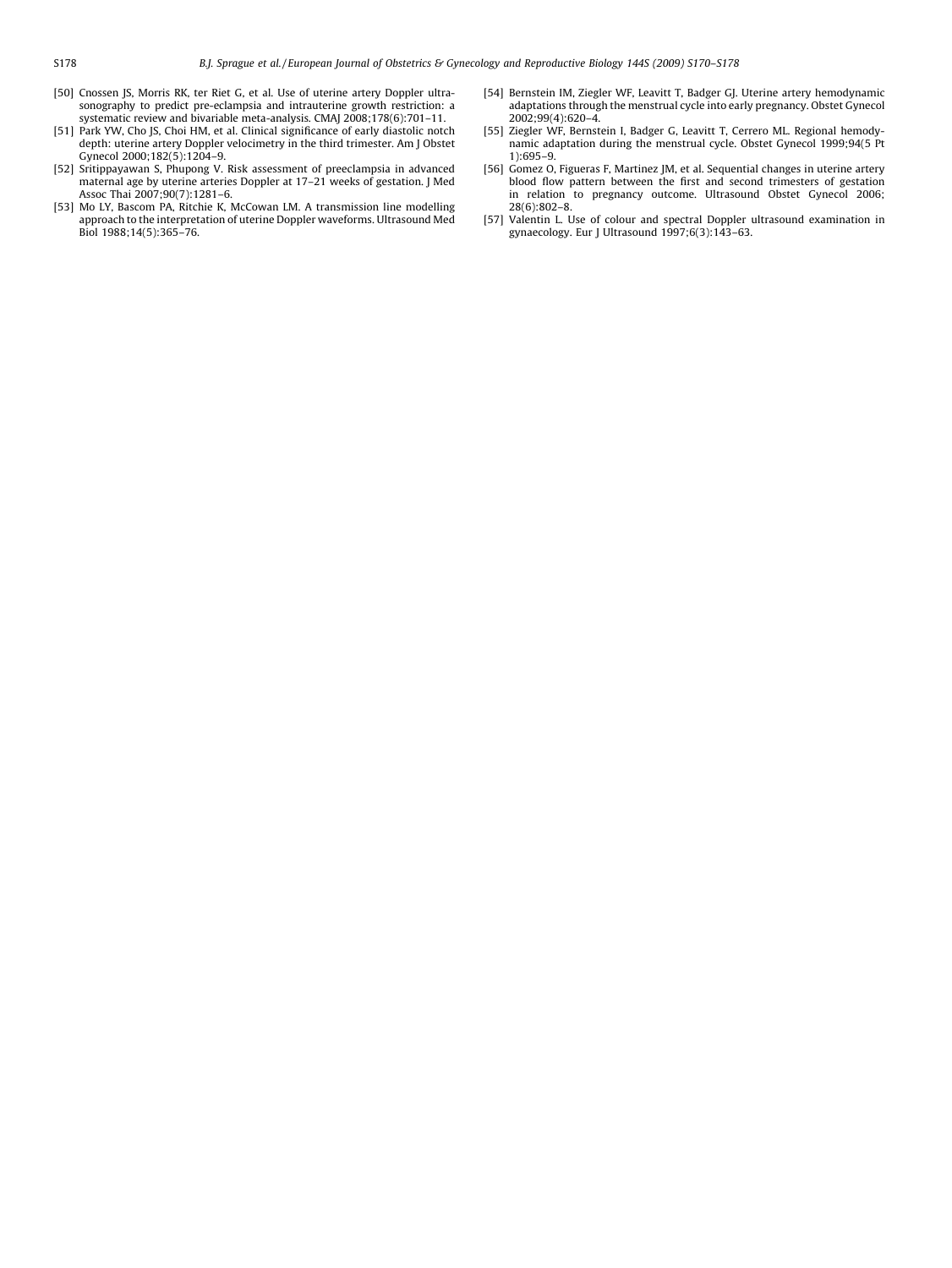[50] Cnossen JS, Morris RK, ter Riet G, et al. Use of uterine artery Doppler ultrasonography to predict pre-eclampsia and intrauterine growth restriction: a systematic review and bivariable meta-analysis. CMAJ 2008;178(6):701–11.

[51] Park YW, Cho JS, Choi HM, et al. Clinical significance of early diastolic notch depth: uterine artery Doppler velocimetry in the third trimester. Am J Obstet Gynecol 2000;182(5):1204–9.

[52] Sritippayawan S, Phupong V. Risk assessment of preeclampsia in advanced maternal age by uterine arteries Doppler at 17–21 weeks of gestation. J Med Assoc Thai 2007;90(7):1281–6.

[53] Mo LY, Bascom PA, Ritchie K, McCowan LM. A transmission line modelling approach to the interpretation of uterine Doppler waveforms. Ultrasound Med Biol 1988;14(5):365–76.

[54] Bernstein IM, Ziegler WF, Leavitt T, Badger GJ. Uterine artery hemodynamic adaptations through the menstrual cycle into early pregnancy. Obstet Gynecol 2002;99(4):620–4.

[55] Ziegler WF, Bernstein I, Badger G, Leavitt T, Cerrero ML. Regional hemodynamic adaptation during the menstrual cycle. Obstet Gynecol 1999;94(5 Pt 1):695–9.

[56] Gomez O, Figueras F, Martinez JM, et al. Sequential changes in uterine artery blood flow pattern between the first and second trimesters of gestation in relation to pregnancy outcome. Ultrasound Obstet Gynecol 2006; 28(6):802–8.

[57] Valentin L. Use of colour and spectral Doppler ultrasound examination in gynaecology. Eur J Ultrasound 1997;6(3):143–63.